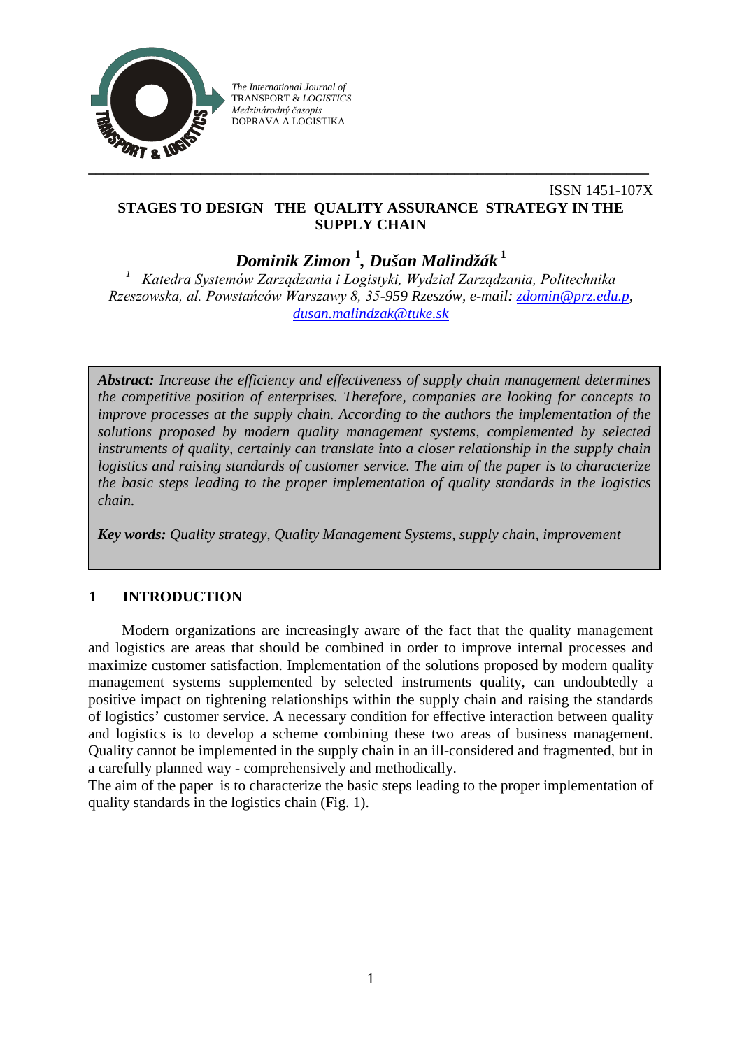The International Journal of
TRANSPORT & LOGISTICS
Medzinárodný časopis
DOPRAVA A LOGISTIKA

ISSN 1451-107X

# STAGES TO DESIGN THE QUALITY ASSURANCE STRATEGY IN THE SUPPLY CHAIN

***Dominik Zimon* [1], *Dušan Malindžák* [1]**

[1] *Katedra Systemów Zarządzania i Logistyki, Wydział Zarządzania, Politechnika Rzeszowska, al. Powstańców Warszawy 8, 35-959 Rzeszów, e-mail: zdomin@prz.edu.p, dusan.malindzak@tuke.sk*

***Abstract:*** *Increase the efficiency and effectiveness of supply chain management determines the competitive position of enterprises. Therefore, companies are looking for concepts to improve processes at the supply chain. According to the authors the implementation of the solutions proposed by modern quality management systems, complemented by selected instruments of quality, certainly can translate into a closer relationship in the supply chain logistics and raising standards of customer service. The aim of the paper is to characterize the basic steps leading to the proper implementation of quality standards in the logistics chain.*

***Key words:*** *Quality strategy, Quality Management Systems, supply chain, improvement*

## 1 INTRODUCTION

Modern organizations are increasingly aware of the fact that the quality management and logistics are areas that should be combined in order to improve internal processes and maximize customer satisfaction. Implementation of the solutions proposed by modern quality management systems supplemented by selected instruments quality, can undoubtedly a positive impact on tightening relationships within the supply chain and raising the standards of logistics' customer service. A necessary condition for effective interaction between quality and logistics is to develop a scheme combining these two areas of business management. Quality cannot be implemented in the supply chain in an ill-considered and fragmented, but in a carefully planned way - comprehensively and methodically.
The aim of the paper is to characterize the basic steps leading to the proper implementation of quality standards in the logistics chain (Fig. 1).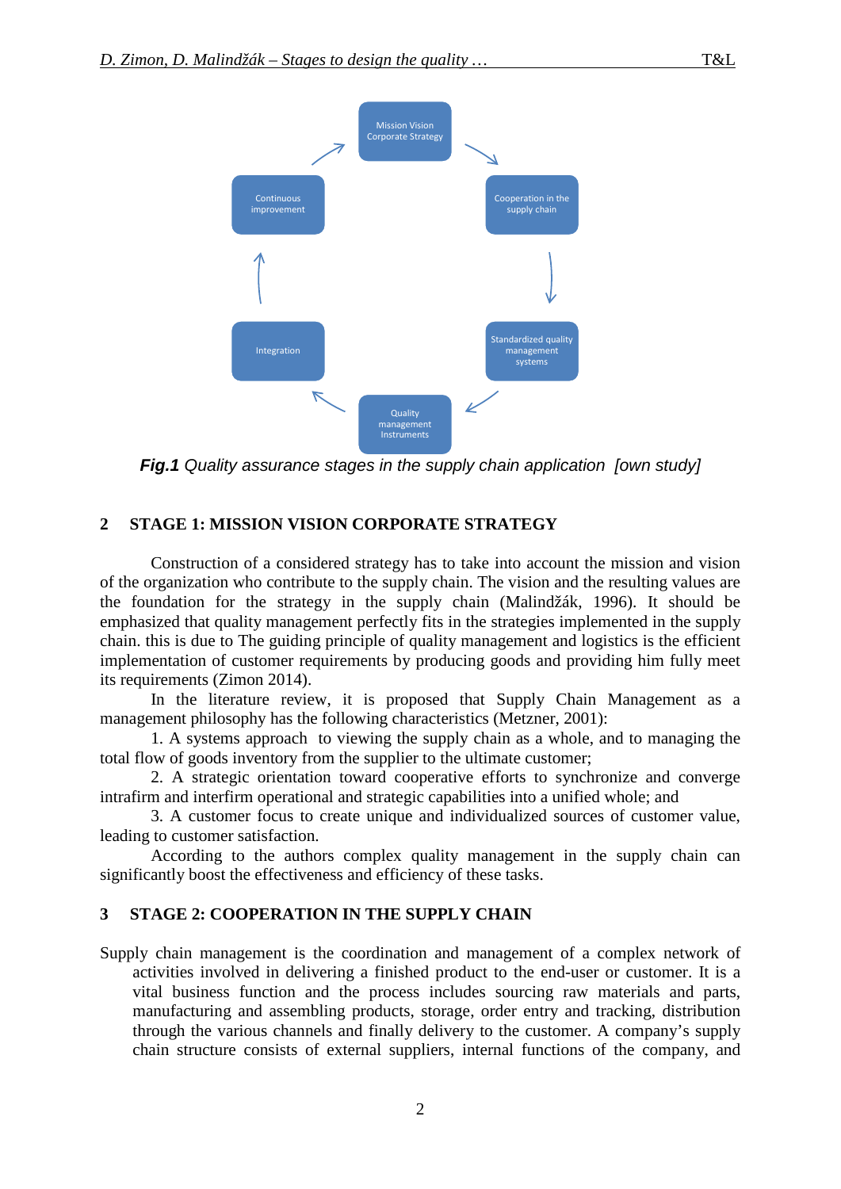*Fig.1 Quality assurance stages in the supply chain application [own study]*

## 2 STAGE 1: MISSION VISION CORPORATE STRATEGY

Construction of a considered strategy has to take into account the mission and vision of the organization who contribute to the supply chain. The vision and the resulting values are the foundation for the strategy in the supply chain (Malindžák, 1996). It should be emphasized that quality management perfectly fits in the strategies implemented in the supply chain. this is due to The guiding principle of quality management and logistics is the efficient implementation of customer requirements by producing goods and providing him fully meet its requirements (Zimon 2014).

In the literature review, it is proposed that Supply Chain Management as a management philosophy has the following characteristics (Metzner, 2001):

1. A systems approach to viewing the supply chain as a whole, and to managing the total flow of goods inventory from the supplier to the ultimate customer;
2. A strategic orientation toward cooperative efforts to synchronize and converge intrafirm and interfirm operational and strategic capabilities into a unified whole; and
3. A customer focus to create unique and individualized sources of customer value, leading to customer satisfaction.

According to the authors complex quality management in the supply chain can significantly boost the effectiveness and efficiency of these tasks.

## 3 STAGE 2: COOPERATION IN THE SUPPLY CHAIN

Supply chain management is the coordination and management of a complex network of activities involved in delivering a finished product to the end-user or customer. It is a vital business function and the process includes sourcing raw materials and parts, manufacturing and assembling products, storage, order entry and tracking, distribution through the various channels and finally delivery to the customer. A company's supply chain structure consists of external suppliers, internal functions of the company, and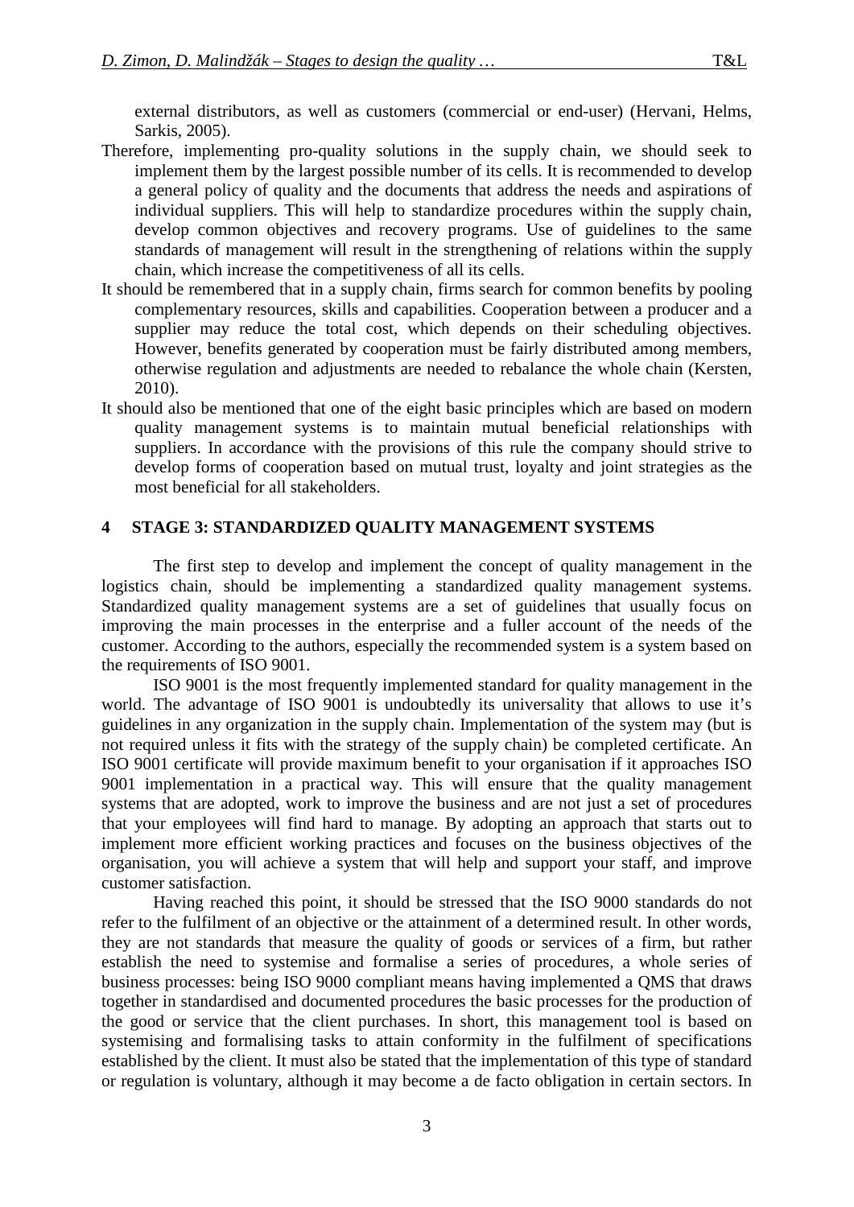external distributors, as well as customers (commercial or end-user) (Hervani, Helms, Sarkis, 2005).

Therefore, implementing pro-quality solutions in the supply chain, we should seek to implement them by the largest possible number of its cells. It is recommended to develop a general policy of quality and the documents that address the needs and aspirations of individual suppliers. This will help to standardize procedures within the supply chain, develop common objectives and recovery programs. Use of guidelines to the same standards of management will result in the strengthening of relations within the supply chain, which increase the competitiveness of all its cells.

It should be remembered that in a supply chain, firms search for common benefits by pooling complementary resources, skills and capabilities. Cooperation between a producer and a supplier may reduce the total cost, which depends on their scheduling objectives. However, benefits generated by cooperation must be fairly distributed among members, otherwise regulation and adjustments are needed to rebalance the whole chain (Kersten, 2010).

It should also be mentioned that one of the eight basic principles which are based on modern quality management systems is to maintain mutual beneficial relationships with suppliers. In accordance with the provisions of this rule the company should strive to develop forms of cooperation based on mutual trust, loyalty and joint strategies as the most beneficial for all stakeholders.

## 4 STAGE 3: STANDARDIZED QUALITY MANAGEMENT SYSTEMS

The first step to develop and implement the concept of quality management in the logistics chain, should be implementing a standardized quality management systems. Standardized quality management systems are a set of guidelines that usually focus on improving the main processes in the enterprise and a fuller account of the needs of the customer. According to the authors, especially the recommended system is a system based on the requirements of ISO 9001.

ISO 9001 is the most frequently implemented standard for quality management in the world. The advantage of ISO 9001 is undoubtedly its universality that allows to use it's guidelines in any organization in the supply chain. Implementation of the system may (but is not required unless it fits with the strategy of the supply chain) be completed certificate. An ISO 9001 certificate will provide maximum benefit to your organisation if it approaches ISO 9001 implementation in a practical way. This will ensure that the quality management systems that are adopted, work to improve the business and are not just a set of procedures that your employees will find hard to manage. By adopting an approach that starts out to implement more efficient working practices and focuses on the business objectives of the organisation, you will achieve a system that will help and support your staff, and improve customer satisfaction.

Having reached this point, it should be stressed that the ISO 9000 standards do not refer to the fulfilment of an objective or the attainment of a determined result. In other words, they are not standards that measure the quality of goods or services of a firm, but rather establish the need to systemise and formalise a series of procedures, a whole series of business processes: being ISO 9000 compliant means having implemented a QMS that draws together in standardised and documented procedures the basic processes for the production of the good or service that the client purchases. In short, this management tool is based on systemising and formalising tasks to attain conformity in the fulfilment of specifications established by the client. It must also be stated that the implementation of this type of standard or regulation is voluntary, although it may become a de facto obligation in certain sectors. In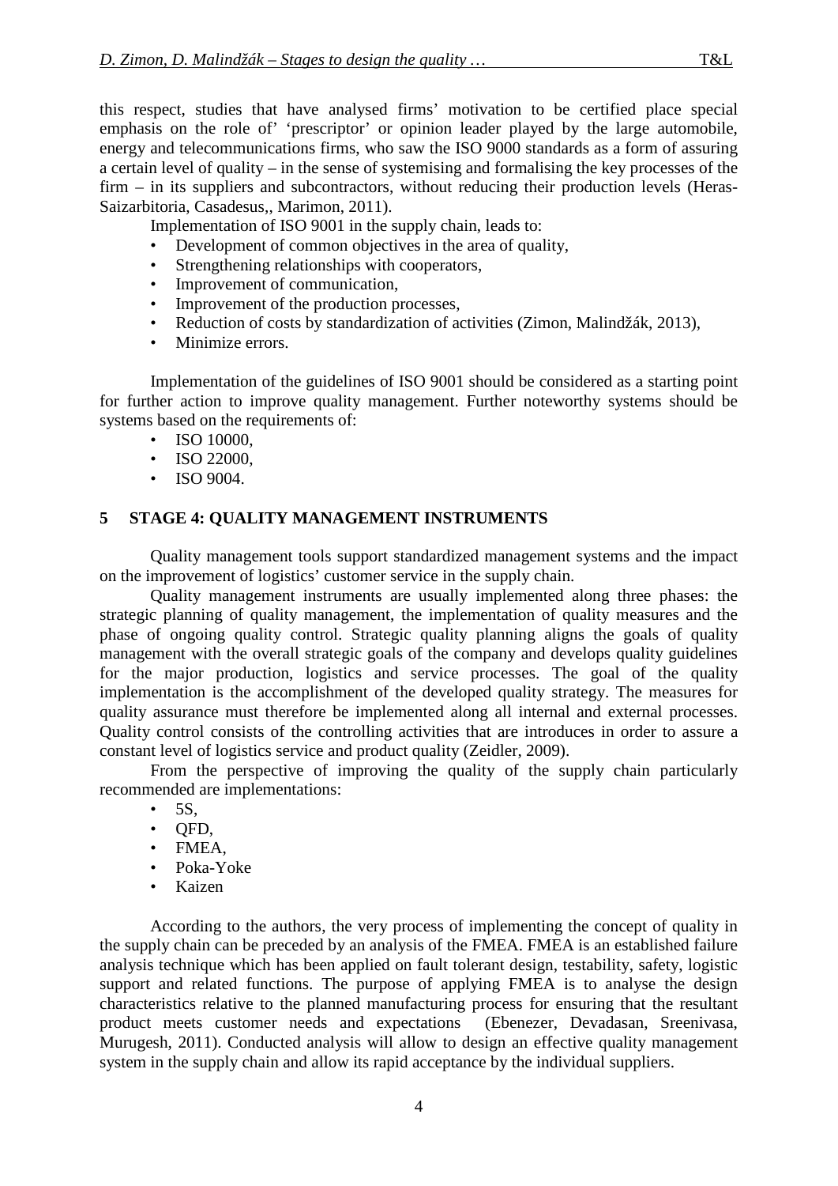this respect, studies that have analysed firms' motivation to be certified place special emphasis on the role of' 'prescriptor' or opinion leader played by the large automobile, energy and telecommunications firms, who saw the ISO 9000 standards as a form of assuring a certain level of quality – in the sense of systemising and formalising the key processes of the firm – in its suppliers and subcontractors, without reducing their production levels (Heras-Saizarbitoria, Casadesus,, Marimon, 2011).

Implementation of ISO 9001 in the supply chain, leads to:

- Development of common objectives in the area of quality,
- Strengthening relationships with cooperators,
- Improvement of communication,
- Improvement of the production processes,
- Reduction of costs by standardization of activities (Zimon, Malindžák, 2013),
- Minimize errors.

Implementation of the guidelines of ISO 9001 should be considered as a starting point for further action to improve quality management. Further noteworthy systems should be systems based on the requirements of:

- ISO 10000,
- ISO 22000,
- ISO 9004.

## 5 STAGE 4: QUALITY MANAGEMENT INSTRUMENTS

Quality management tools support standardized management systems and the impact on the improvement of logistics' customer service in the supply chain.

Quality management instruments are usually implemented along three phases: the strategic planning of quality management, the implementation of quality measures and the phase of ongoing quality control. Strategic quality planning aligns the goals of quality management with the overall strategic goals of the company and develops quality guidelines for the major production, logistics and service processes. The goal of the quality implementation is the accomplishment of the developed quality strategy. The measures for quality assurance must therefore be implemented along all internal and external processes. Quality control consists of the controlling activities that are introduces in order to assure a constant level of logistics service and product quality (Zeidler, 2009).

From the perspective of improving the quality of the supply chain particularly recommended are implementations:

- 5S,
- QFD,
- FMEA,
- Poka-Yoke
- Kaizen

According to the authors, the very process of implementing the concept of quality in the supply chain can be preceded by an analysis of the FMEA. FMEA is an established failure analysis technique which has been applied on fault tolerant design, testability, safety, logistic support and related functions. The purpose of applying FMEA is to analyse the design characteristics relative to the planned manufacturing process for ensuring that the resultant product meets customer needs and expectations (Ebenezer, Devadasan, Sreenivasa, Murugesh, 2011). Conducted analysis will allow to design an effective quality management system in the supply chain and allow its rapid acceptance by the individual suppliers.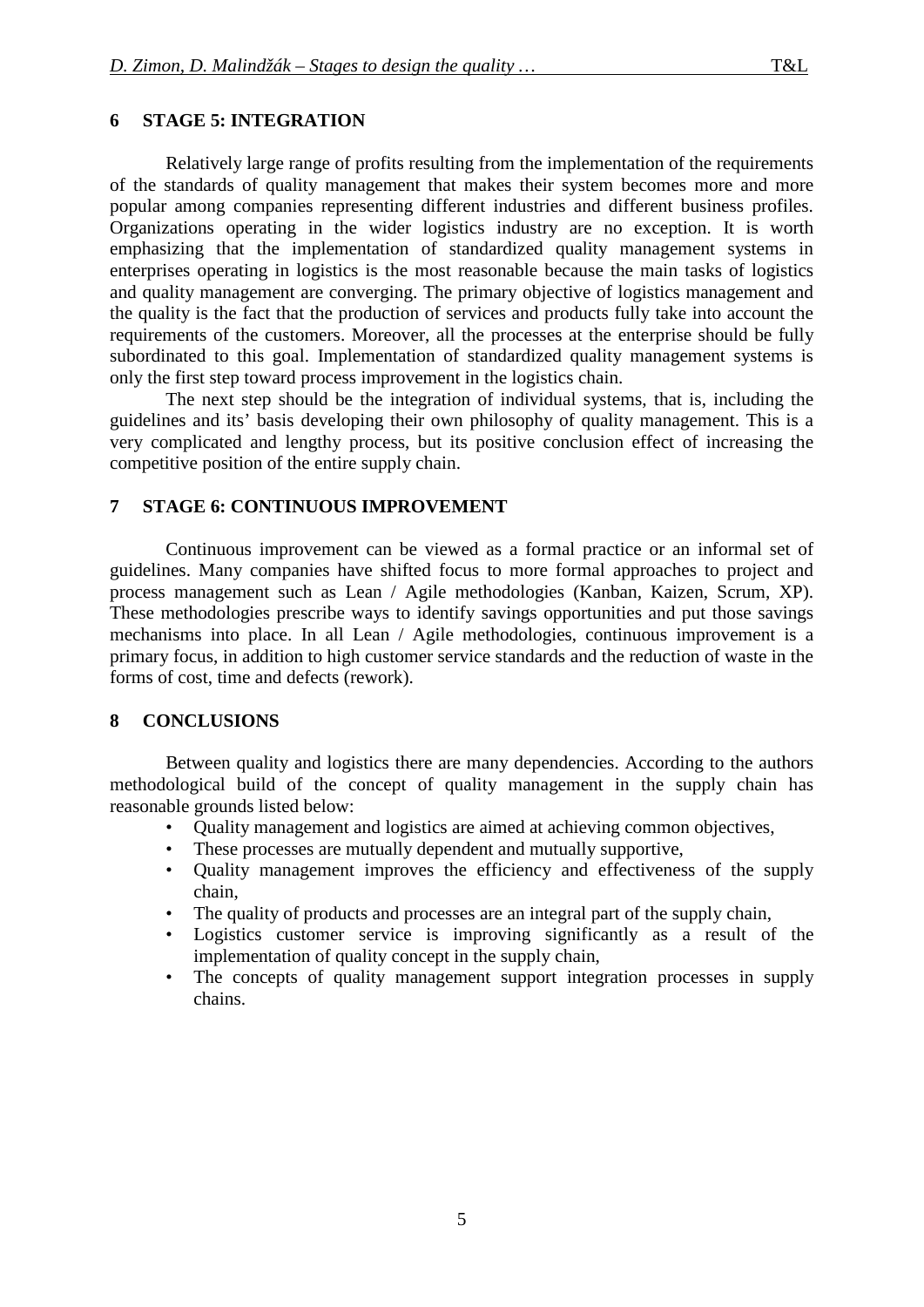## 6 STAGE 5: INTEGRATION

Relatively large range of profits resulting from the implementation of the requirements of the standards of quality management that makes their system becomes more and more popular among companies representing different industries and different business profiles. Organizations operating in the wider logistics industry are no exception. It is worth emphasizing that the implementation of standardized quality management systems in enterprises operating in logistics is the most reasonable because the main tasks of logistics and quality management are converging. The primary objective of logistics management and the quality is the fact that the production of services and products fully take into account the requirements of the customers. Moreover, all the processes at the enterprise should be fully subordinated to this goal. Implementation of standardized quality management systems is only the first step toward process improvement in the logistics chain.

The next step should be the integration of individual systems, that is, including the guidelines and its' basis developing their own philosophy of quality management. This is a very complicated and lengthy process, but its positive conclusion effect of increasing the competitive position of the entire supply chain.

## 7 STAGE 6: CONTINUOUS IMPROVEMENT

Continuous improvement can be viewed as a formal practice or an informal set of guidelines. Many companies have shifted focus to more formal approaches to project and process management such as Lean / Agile methodologies (Kanban, Kaizen, Scrum, XP). These methodologies prescribe ways to identify savings opportunities and put those savings mechanisms into place. In all Lean / Agile methodologies, continuous improvement is a primary focus, in addition to high customer service standards and the reduction of waste in the forms of cost, time and defects (rework).

## 8 CONCLUSIONS

Between quality and logistics there are many dependencies. According to the authors methodological build of the concept of quality management in the supply chain has reasonable grounds listed below:

- Quality management and logistics are aimed at achieving common objectives,
- These processes are mutually dependent and mutually supportive,
- Quality management improves the efficiency and effectiveness of the supply chain,
- The quality of products and processes are an integral part of the supply chain,
- Logistics customer service is improving significantly as a result of the implementation of quality concept in the supply chain,
- The concepts of quality management support integration processes in supply chains.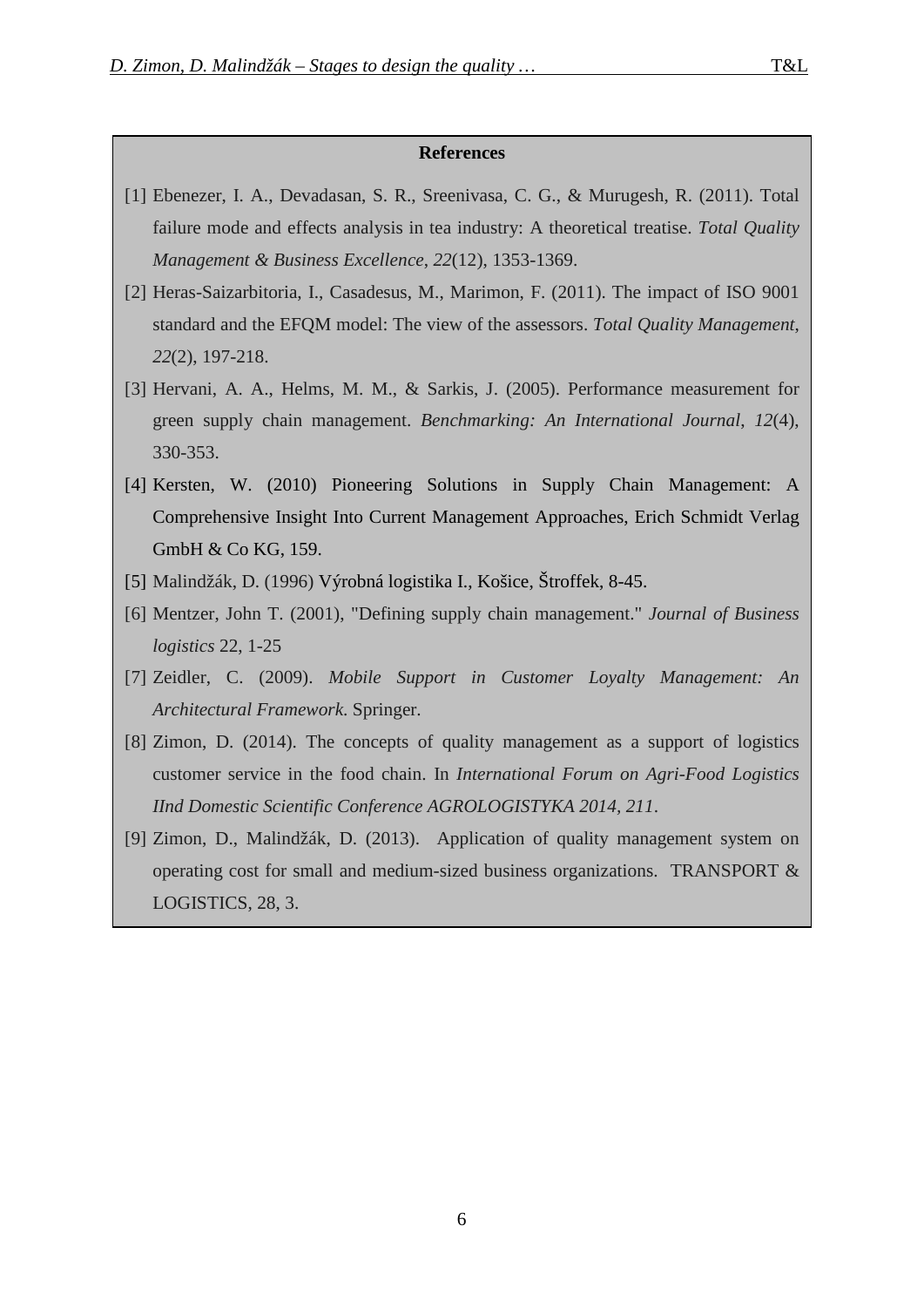## References

[1] Ebenezer, I. A., Devadasan, S. R., Sreenivasa, C. G., & Murugesh, R. (2011). Total failure mode and effects analysis in tea industry: A theoretical treatise. *Total Quality Management & Business Excellence*, *22*(12), 1353-1369.

[2] Heras-Saizarbitoria, I., Casadesus, M., Marimon, F. (2011). The impact of ISO 9001 standard and the EFQM model: The view of the assessors. *Total Quality Management*, *22*(2), 197-218.

[3] Hervani, A. A., Helms, M. M., & Sarkis, J. (2005). Performance measurement for green supply chain management. *Benchmarking: An International Journal*, *12*(4), 330-353.

[4] Kersten, W. (2010) Pioneering Solutions in Supply Chain Management: A Comprehensive Insight Into Current Management Approaches, Erich Schmidt Verlag GmbH & Co KG, 159.

[5] Malindžák, D. (1996) Výrobná logistika I., Košice, Štroffek, 8-45.

[6] Mentzer, John T. (2001), "Defining supply chain management." *Journal of Business logistics* 22, 1-25

[7] Zeidler, C. (2009). *Mobile Support in Customer Loyalty Management: An Architectural Framework*. Springer.

[8] Zimon, D. (2014). The concepts of quality management as a support of logistics customer service in the food chain. In *International Forum on Agri-Food Logistics IInd Domestic Scientific Conference AGROLOGISTYKA 2014, 211*.

[9] Zimon, D., Malindžák, D. (2013). Application of quality management system on operating cost for small and medium-sized business organizations. TRANSPORT & LOGISTICS, 28, 3.